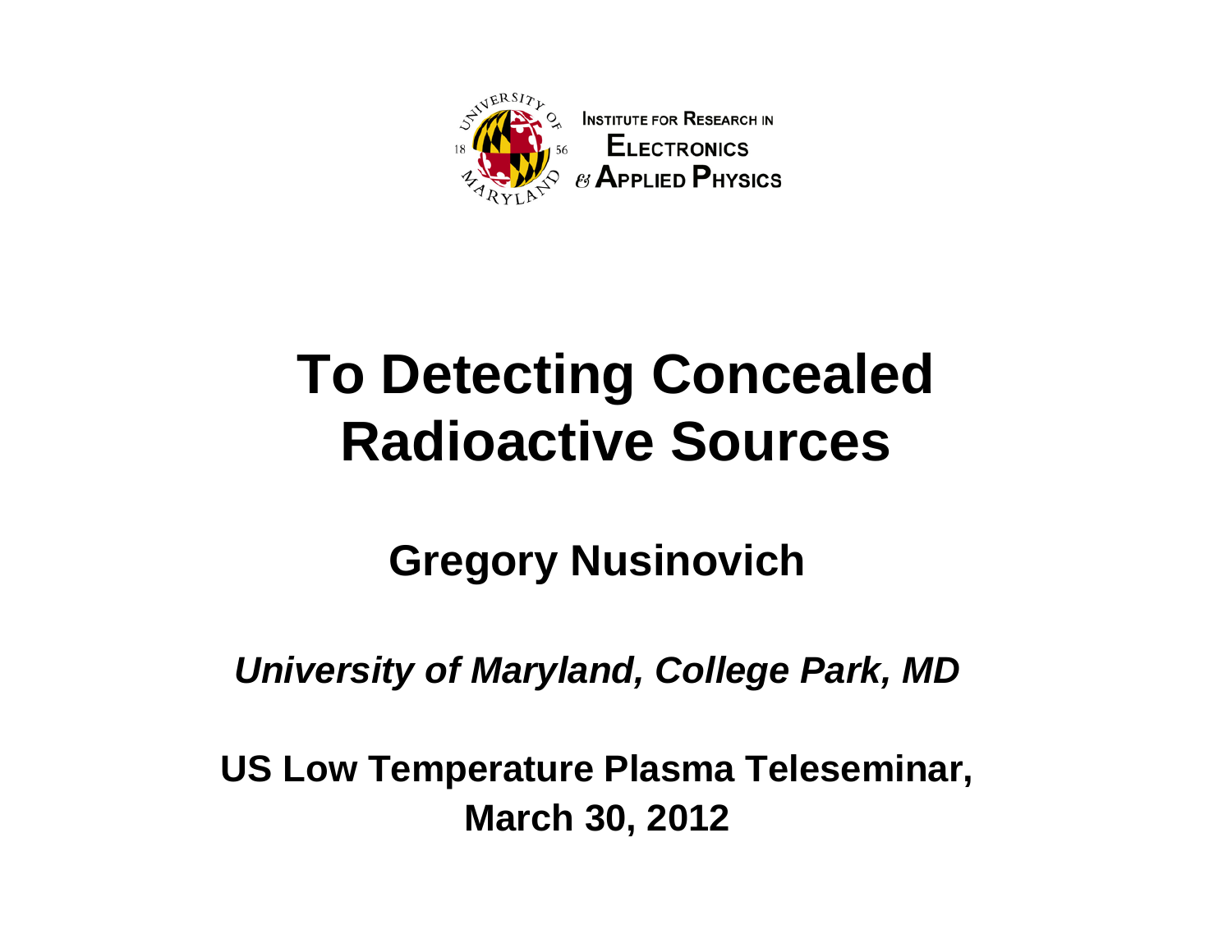INSTITUTE FOR RESEARCH IN ELECTRONICS & APPLIED PHYSICS

# To Detecting Concealed Radioactive Sources

**Gregory Nusinovich**

***University of Maryland, College Park, MD***

**US Low Temperature Plasma Teleseminar, March 30, 2012**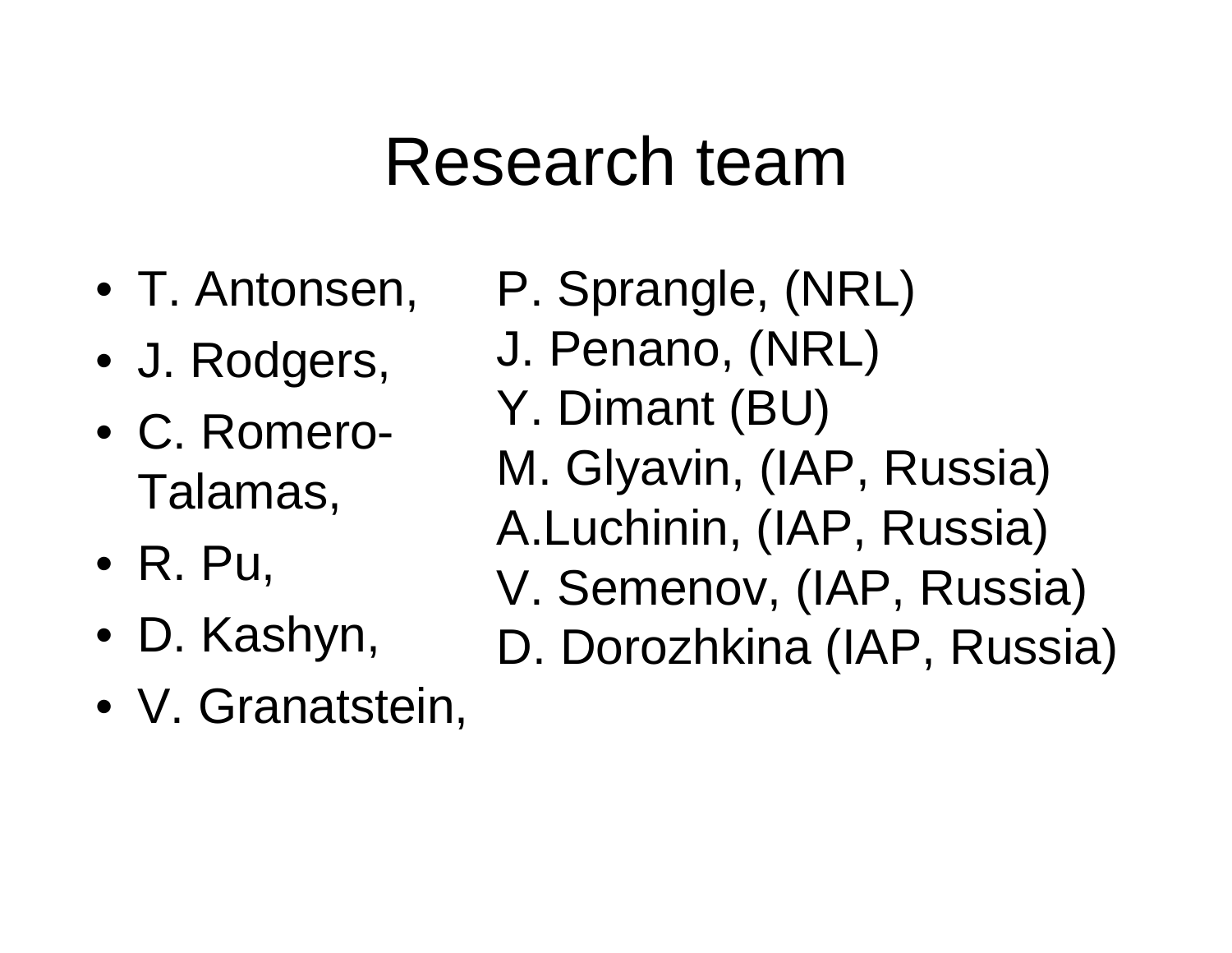# Research team

- T. Antonsen,
- J. Rodgers,
- C. Romero-Talamas,
- R. Pu,
- D. Kashyn,
- V. Granatstein,

P. Sprangle, (NRL)
J. Penano, (NRL)
Y. Dimant (BU)
M. Glyavin, (IAP, Russia)
A.Luchinin, (IAP, Russia)
V. Semenov, (IAP, Russia)
D. Dorozhkina (IAP, Russia)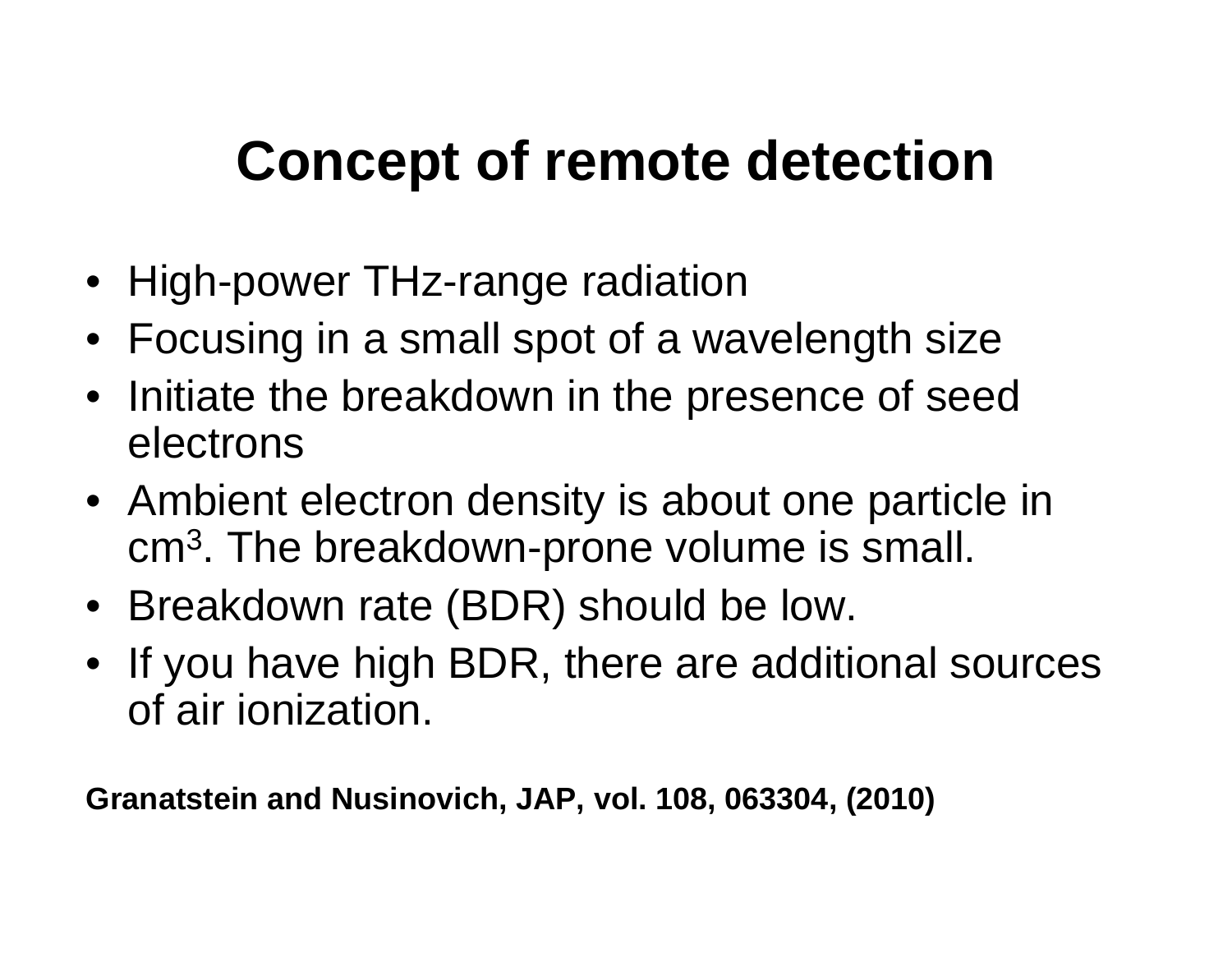# Concept of remote detection

- High-power THz-range radiation
- Focusing in a small spot of a wavelength size
- Initiate the breakdown in the presence of seed electrons
- Ambient electron density is about one particle in $cm^3$. The breakdown-prone volume is small.
- Breakdown rate (BDR) should be low.
- If you have high BDR, there are additional sources of air ionization.

**Granatstein and Nusinovich, JAP, vol. 108, 063304, (2010)**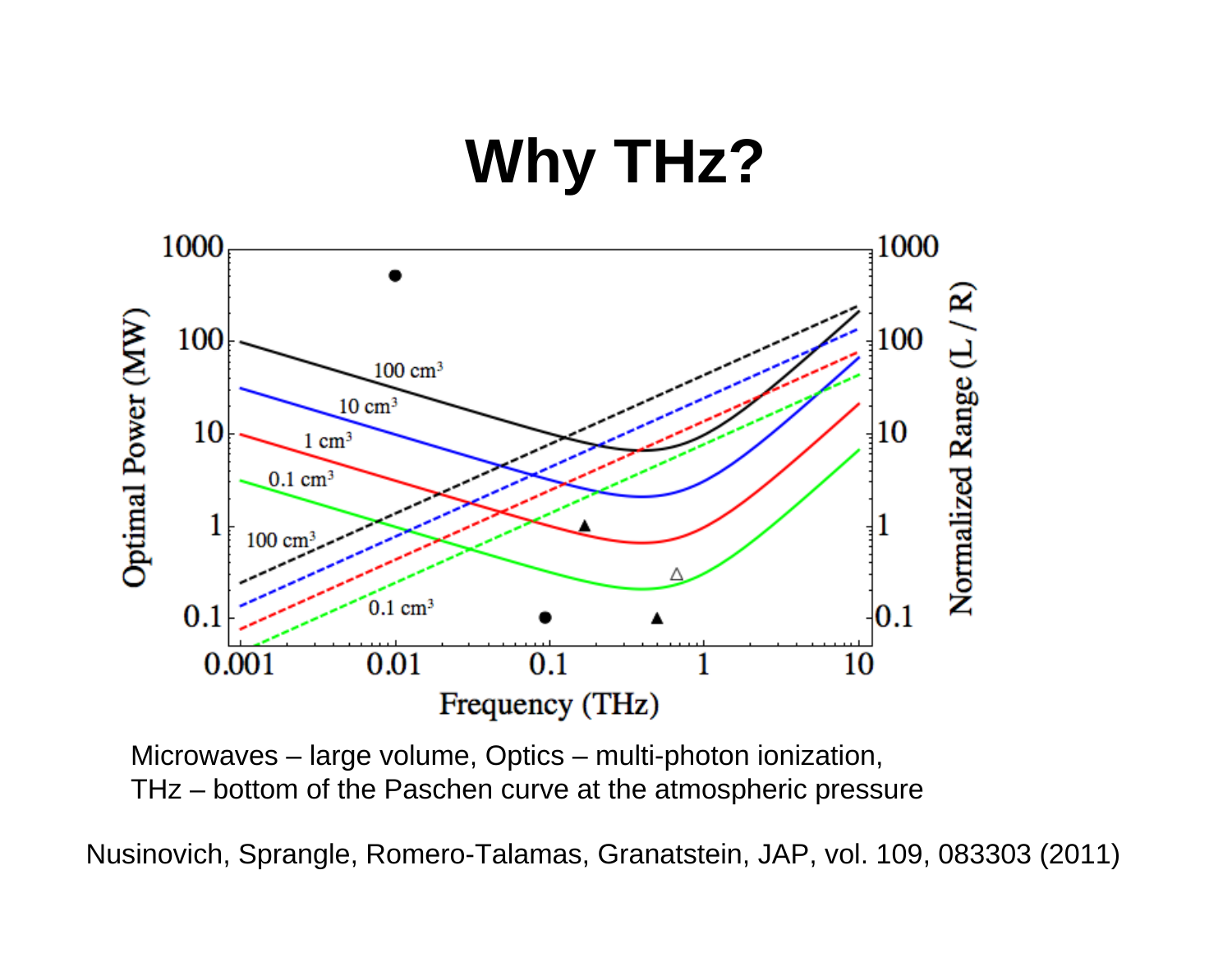# Why THz?

Microwaves – large volume, Optics – multi-photon ionization,
THz – bottom of the Paschen curve at the atmospheric pressure

Nusinovich, Sprangle, Romero-Talamas, Granatstein, JAP, vol. 109, 083303 (2011)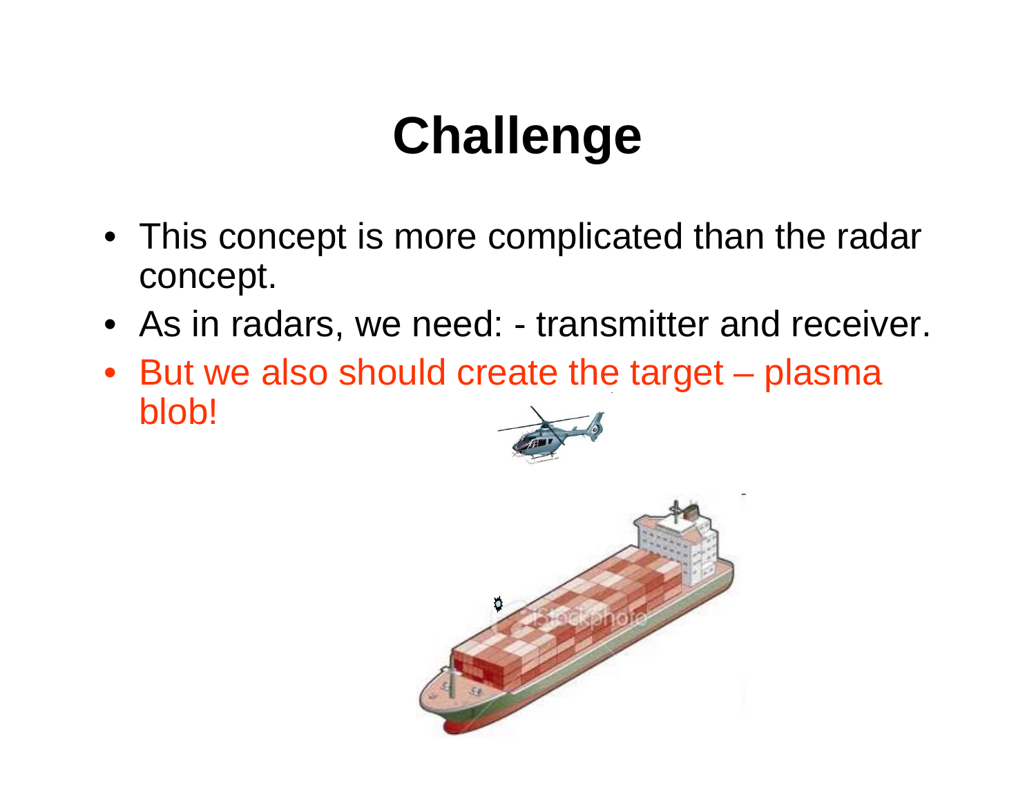# Challenge

- This concept is more complicated than the radar concept.
- As in radars, we need: - transmitter and receiver.
- But we also should create the target – plasma blob!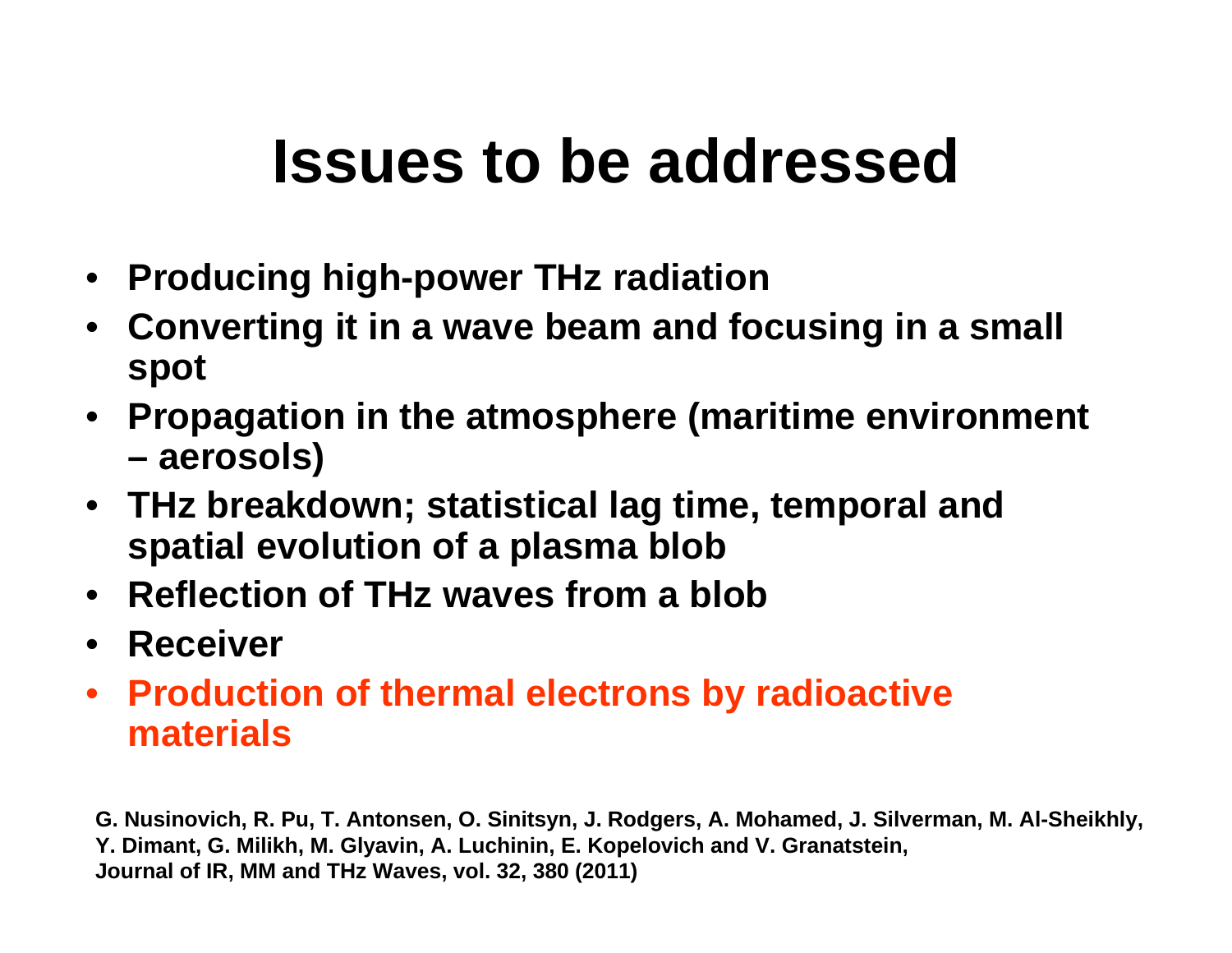# Issues to be addressed

- **Producing high-power THz radiation**
- **Converting it in a wave beam and focusing in a small spot**
- **Propagation in the atmosphere (maritime environment – aerosols)**
- **THz breakdown; statistical lag time, temporal and spatial evolution of a plasma blob**
- **Reflection of THz waves from a blob**
- **Receiver**
- **Production of thermal electrons by radioactive materials**

**G. Nusinovich, R. Pu, T. Antonsen, O. Sinitsyn, J. Rodgers, A. Mohamed, J. Silverman, M. Al-Sheikhly, Y. Dimant, G. Milikh, M. Glyavin, A. Luchinin, E. Kopelovich and V. Granatstein, Journal of IR, MM and THz Waves, vol. 32, 380 (2011)**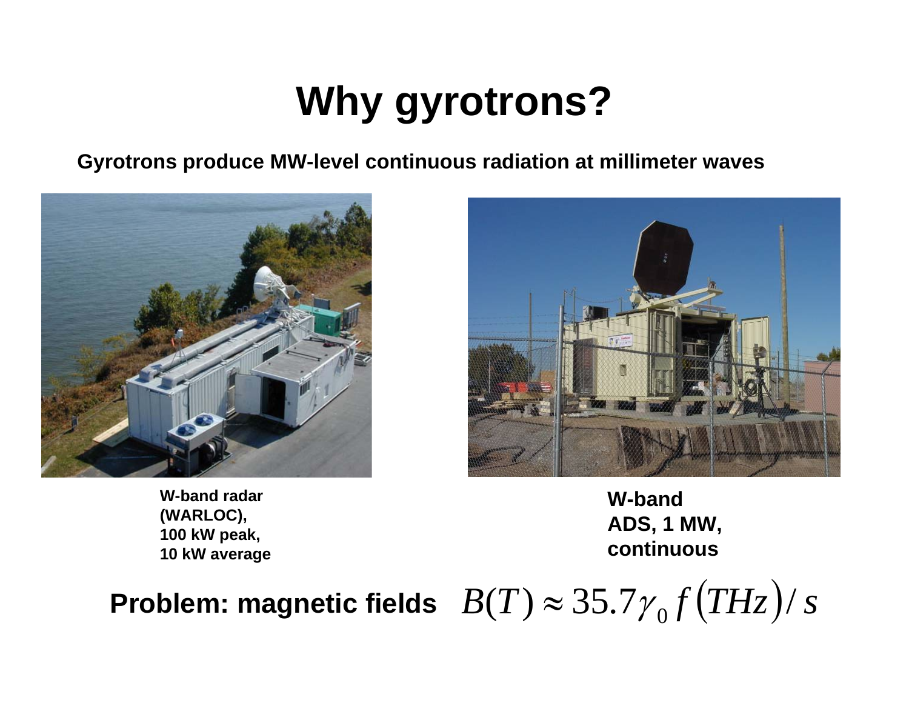# Why gyrotrons?

**Gyrotrons produce MW-level continuous radiation at millimeter waves**

**W-band radar (WARLOC), 100 kW peak, 10 kW average**

**W-band ADS, 1 MW, continuous**

**Problem: magnetic fields** $B(T) \approx 35.7\gamma_0 f\left(THz\right)/s$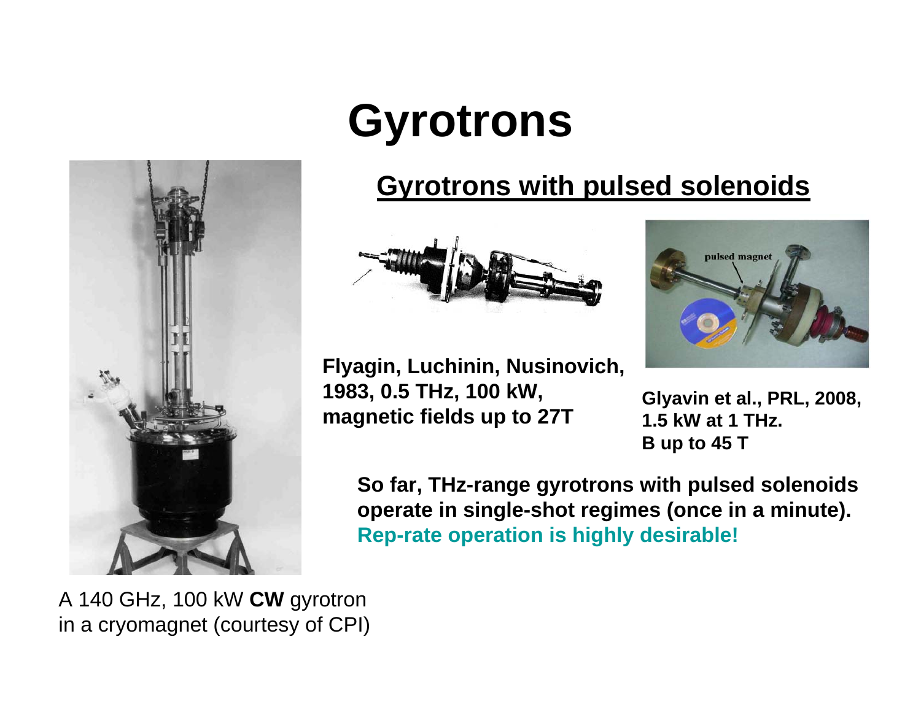# Gyrotrons

## Gyrotrons with pulsed solenoids

**Flyagin, Luchinin, Nusinovich, 1983, 0.5 THz, 100 kW, magnetic fields up to 27T**

**Glyavin et al., PRL, 2008, 1.5 kW at 1 THz. B up to 45 T**

**So far, THz-range gyrotrons with pulsed solenoids operate in single-shot regimes (once in a minute). Rep-rate operation is highly desirable!**

A 140 GHz, 100 kW **CW** gyrotron in a cryomagnet (courtesy of CPI)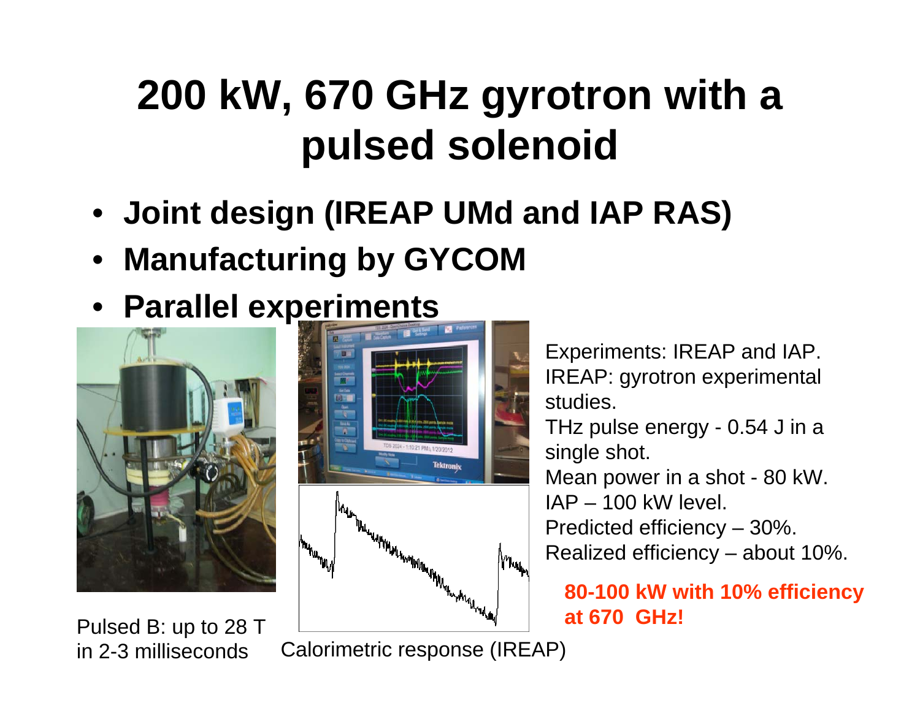# 200 kW, 670 GHz gyrotron with a pulsed solenoid

- **Joint design (IREAP UMd and IAP RAS)**
- **Manufacturing by GYCOM**
- **Parallel experiments**

Pulsed B: up to 28 T in 2-3 milliseconds

Calorimetric response (IREAP)

Experiments: IREAP and IAP.
IREAP: gyrotron experimental studies.
THz pulse energy - 0.54 J in a single shot.
Mean power in a shot - 80 kW.
IAP – 100 kW level.
Predicted efficiency – 30%.
Realized efficiency – about 10%.

**80-100 kW with 10% efficiency at 670 GHz!**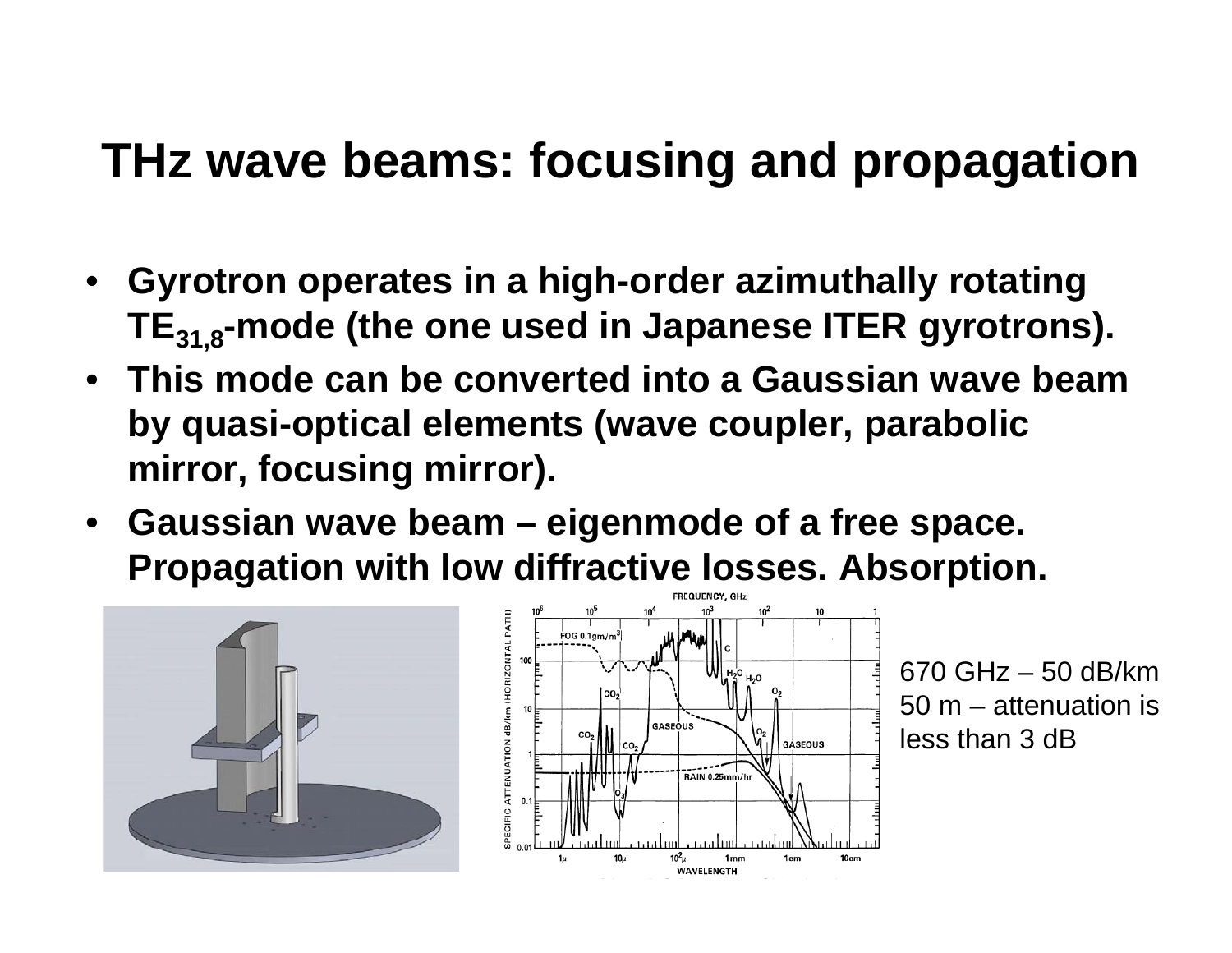# THz wave beams: focusing and propagation

- **Gyrotron operates in a high-order azimuthally rotating $TE_{31,8}$-mode (the one used in Japanese ITER gyrotrons).**
- **This mode can be converted into a Gaussian wave beam by quasi-optical elements (wave coupler, parabolic mirror, focusing mirror).**
- **Gaussian wave beam – eigenmode of a free space. Propagation with low diffractive losses. Absorption.**

670 GHz – 50 dB/km
50 m – attenuation is less than 3 dB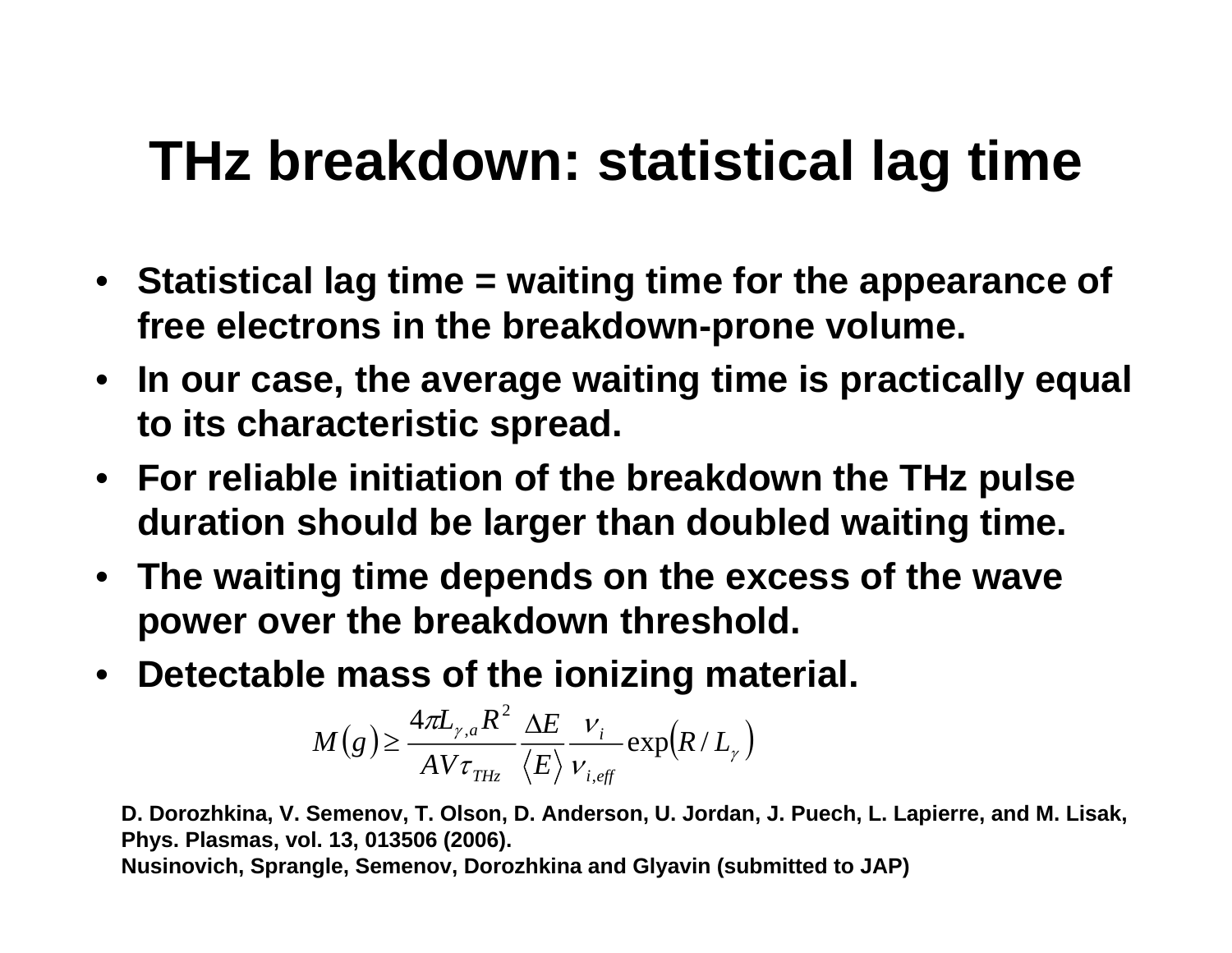# THz breakdown: statistical lag time

- **Statistical lag time = waiting time for the appearance of free electrons in the breakdown-prone volume.**
- **In our case, the average waiting time is practically equal to its characteristic spread.**
- **For reliable initiation of the breakdown the THz pulse duration should be larger than doubled waiting time.**
- **The waiting time depends on the excess of the wave power over the breakdown threshold.**
- **Detectable mass of the ionizing material.**

$$M(g) \geq \frac{4\pi L_{\gamma,a} R^2}{AV\tau_{THz}} \frac{\Delta E}{\langle E \rangle} \frac{\nu_i}{\nu_{i,eff}} \exp(R / L_\gamma)$$

**D. Dorozhkina, V. Semenov, T. Olson, D. Anderson, U. Jordan, J. Puech, L. Lapierre, and M. Lisak, Phys. Plasmas, vol. 13, 013506 (2006).**
**Nusinovich, Sprangle, Semenov, Dorozhkina and Glyavin (submitted to JAP)**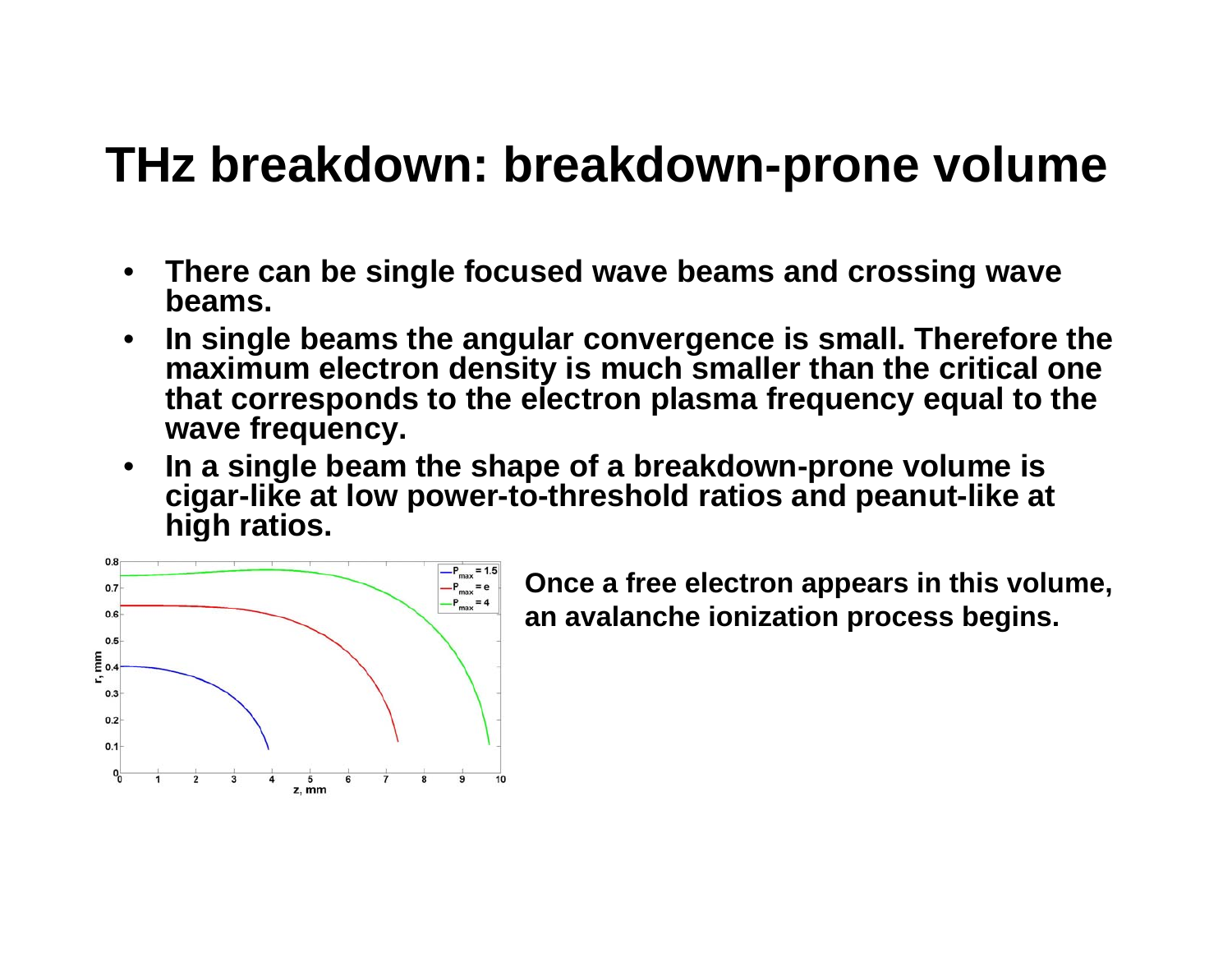# THz breakdown: breakdown-prone volume

- There can be single focused wave beams and crossing wave beams.
- In single beams the angular convergence is small. Therefore the maximum electron density is much smaller than the critical one that corresponds to the electron plasma frequency equal to the wave frequency.
- In a single beam the shape of a breakdown-prone volume is cigar-like at low power-to-threshold ratios and peanut-like at high ratios.

Once a free electron appears in this volume, an avalanche ionization process begins.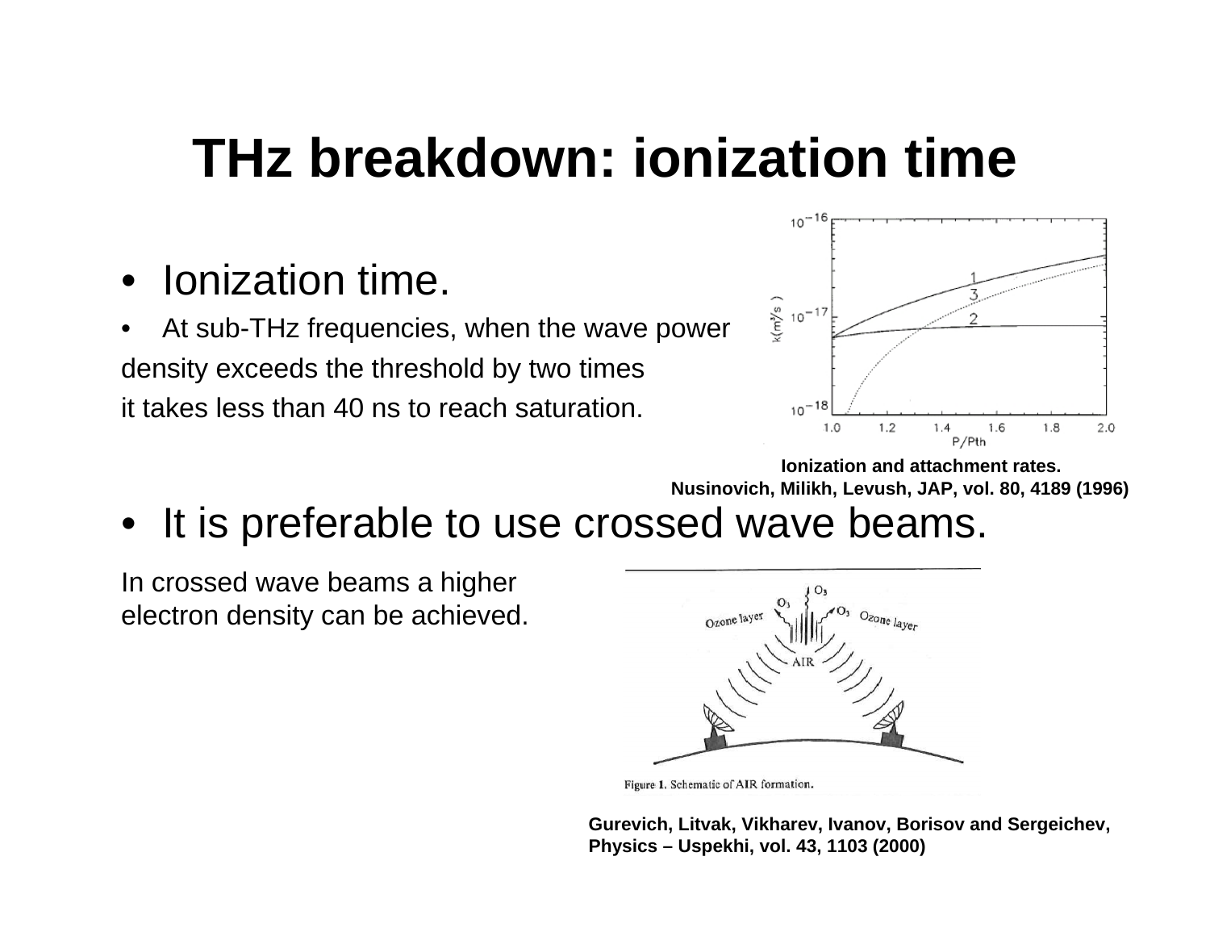# THz breakdown: ionization time

- Ionization time.
- At sub-THz frequencies, when the wave power density exceeds the threshold by two times it takes less than 40 ns to reach saturation.

Ionization and attachment rates.
Nusinovich, Milikh, Levush, JAP, vol. 80, 4189 (1996)

- It is preferable to use crossed wave beams.

In crossed wave beams a higher electron density can be achieved.

Figure 1. Schematic of AIR formation.

Gurevich, Litvak, Vikharev, Ivanov, Borisov and Sergeichev, Physics – Uspekhi, vol. 43, 1103 (2000)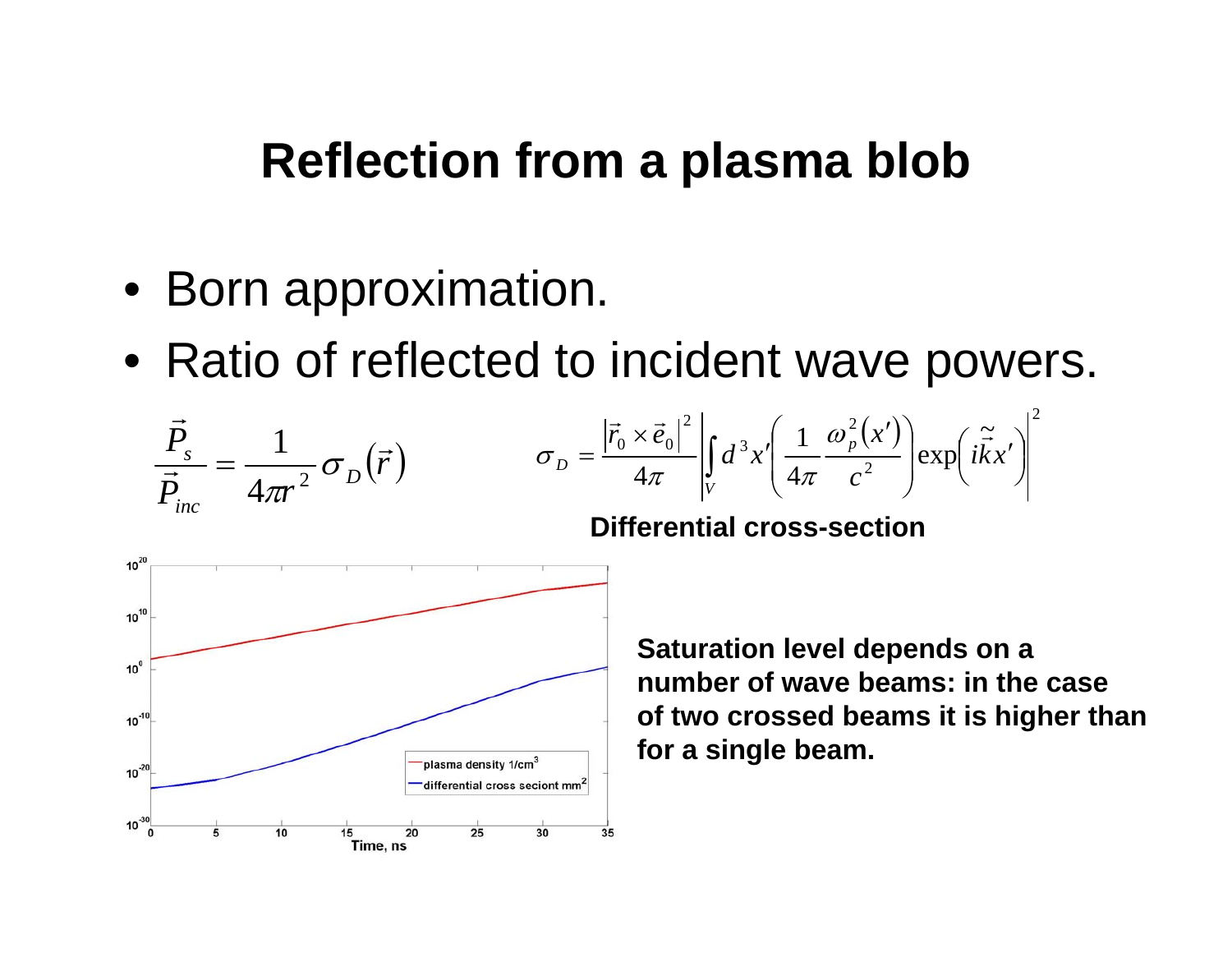# Reflection from a plasma blob

- Born approximation.
- Ratio of reflected to incident wave powers.

$$\frac{\vec{P}_s}{\vec{P}_{inc}} = \frac{1}{4\pi r^2}\sigma_D(\vec{r}) \qquad \sigma_D = \frac{\left|\vec{r}_0 \times \vec{e}_0\right|^2}{4\pi}\left|\int_V d^3x'\left(\frac{1}{4\pi}\frac{\omega_p^2(x')}{c^2}\right)\exp\left(i\tilde{\vec{k}}x'\right)\right|^2$$

**Differential cross-section**

**Saturation level depends on a number of wave beams: in the case of two crossed beams it is higher than for a single beam.**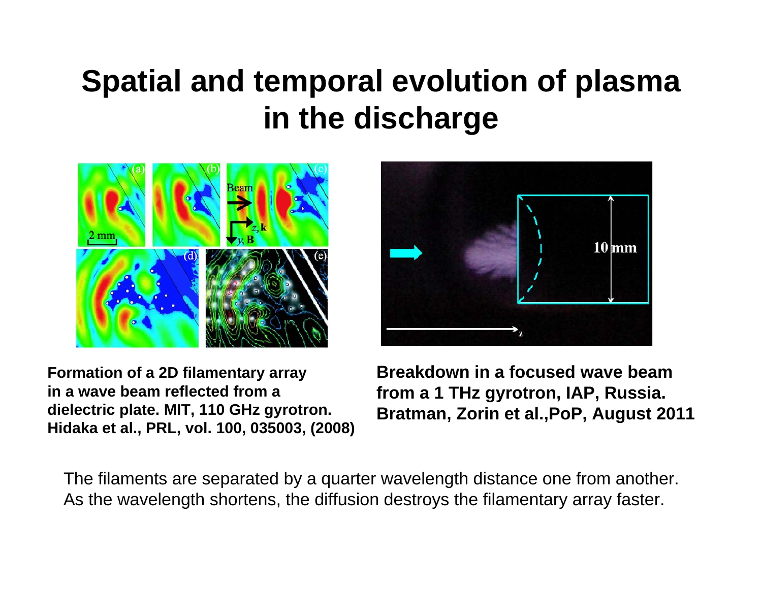# Spatial and temporal evolution of plasma in the discharge

**Formation of a 2D filamentary array in a wave beam reflected from a dielectric plate. MIT, 110 GHz gyrotron. Hidaka et al., PRL, vol. 100, 035003, (2008)**

**Breakdown in a focused wave beam from a 1 THz gyrotron, IAP, Russia. Bratman, Zorin et al.,PoP, August 2011**

The filaments are separated by a quarter wavelength distance one from another. As the wavelength shortens, the diffusion destroys the filamentary array faster.